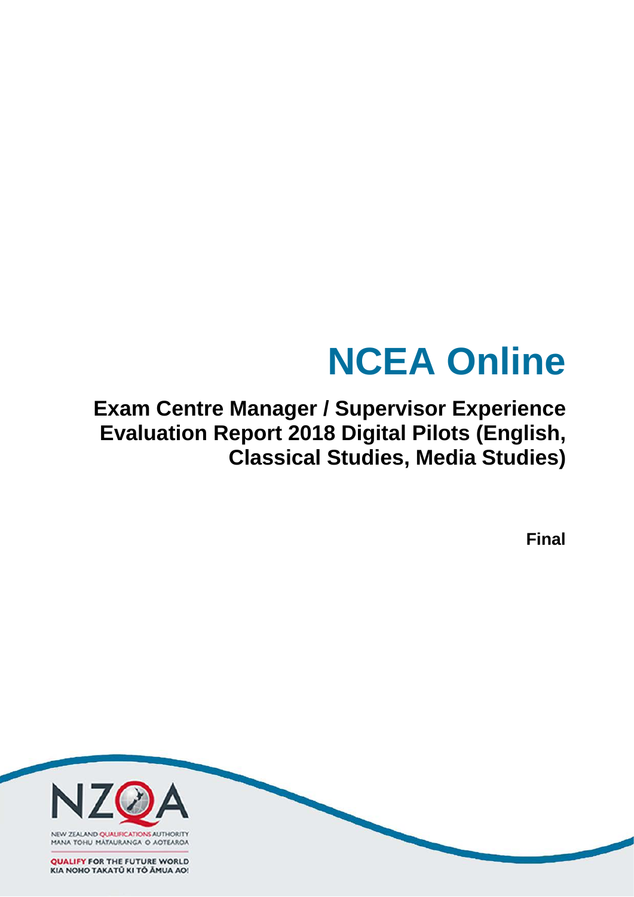# NCEA Online

## Exam Centre Manager / Supervisor Experience Evaluation Report 2018 Digital Pilots (English, Classical Studies, Media Studies)

**Final**

NEW ZEALAND QUALIFICATIONS AUTHORITY
MANA TOHU MĀTAURANGA O AOTEAROA

QUALIFY FOR THE FUTURE WORLD
KIA NOHO TAKATŪ KI TŌ ĀMUA AO!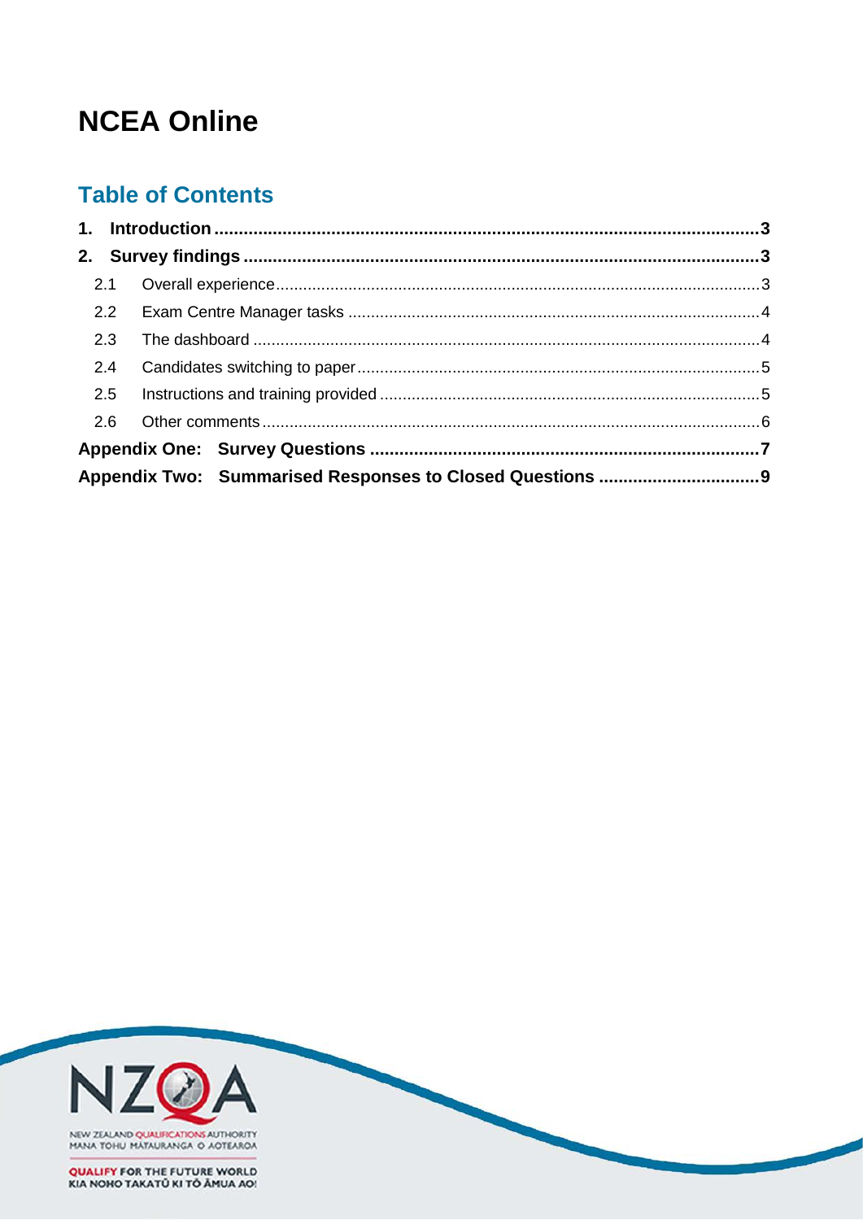# NCEA Online

## Table of Contents

**1. Introduction** ........................................ **3**

**2. Survey findings** ........................................ **3**

- 2.1 Overall experience ........................................ 3
- 2.2 Exam Centre Manager tasks ........................................ 4
- 2.3 The dashboard ........................................ 4
- 2.4 Candidates switching to paper ........................................ 5
- 2.5 Instructions and training provided ........................................ 5
- 2.6 Other comments ........................................ 6

**Appendix One: Survey Questions** ........................................ **7**

**Appendix Two: Summarised Responses to Closed Questions** ........................................ **9**

NEW ZEALAND QUALIFICATIONS AUTHORITY
MANA TOHU MĀTAURANGA O AOTEAROA

QUALIFY FOR THE FUTURE WORLD
KIA NOHO TAKATŪ KI TŌ ĀMUA AO!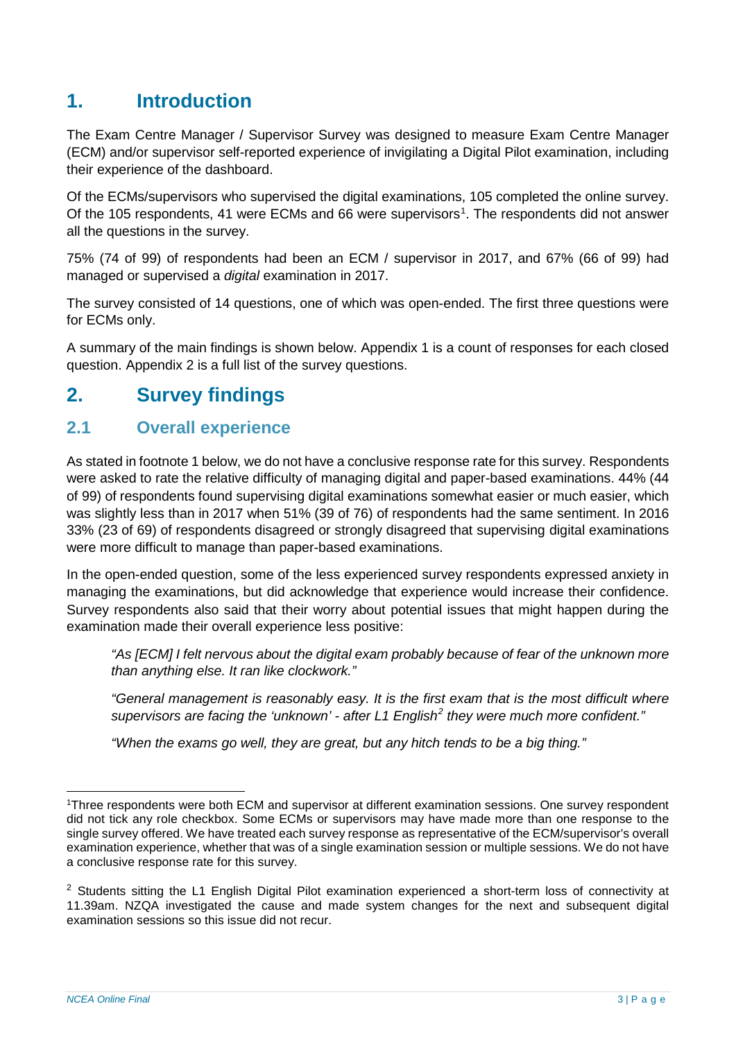# 1. Introduction

The Exam Centre Manager / Supervisor Survey was designed to measure Exam Centre Manager (ECM) and/or supervisor self-reported experience of invigilating a Digital Pilot examination, including their experience of the dashboard.

Of the ECMs/supervisors who supervised the digital examinations, 105 completed the online survey. Of the 105 respondents, 41 were ECMs and 66 were supervisors[1]. The respondents did not answer all the questions in the survey.

75% (74 of 99) of respondents had been an ECM / supervisor in 2017, and 67% (66 of 99) had managed or supervised a *digital* examination in 2017.

The survey consisted of 14 questions, one of which was open-ended. The first three questions were for ECMs only.

A summary of the main findings is shown below. Appendix 1 is a count of responses for each closed question. Appendix 2 is a full list of the survey questions.

# 2. Survey findings

## 2.1 Overall experience

As stated in footnote 1 below, we do not have a conclusive response rate for this survey. Respondents were asked to rate the relative difficulty of managing digital and paper-based examinations. 44% (44 of 99) of respondents found supervising digital examinations somewhat easier or much easier, which was slightly less than in 2017 when 51% (39 of 76) of respondents had the same sentiment. In 2016 33% (23 of 69) of respondents disagreed or strongly disagreed that supervising digital examinations were more difficult to manage than paper-based examinations.

In the open-ended question, some of the less experienced survey respondents expressed anxiety in managing the examinations, but did acknowledge that experience would increase their confidence. Survey respondents also said that their worry about potential issues that might happen during the examination made their overall experience less positive:

> *"As [ECM] I felt nervous about the digital exam probably because of fear of the unknown more than anything else. It ran like clockwork."*

> *"General management is reasonably easy. It is the first exam that is the most difficult where supervisors are facing the 'unknown' - after L1 English[2] they were much more confident."*

> *"When the exams go well, they are great, but any hitch tends to be a big thing."*

---

[1] Three respondents were both ECM and supervisor at different examination sessions. One survey respondent did not tick any role checkbox. Some ECMs or supervisors may have made more than one response to the single survey offered. We have treated each survey response as representative of the ECM/supervisor's overall examination experience, whether that was of a single examination session or multiple sessions. We do not have a conclusive response rate for this survey.

[2] Students sitting the L1 English Digital Pilot examination experienced a short-term loss of connectivity at 11.39am. NZQA investigated the cause and made system changes for the next and subsequent digital examination sessions so this issue did not recur.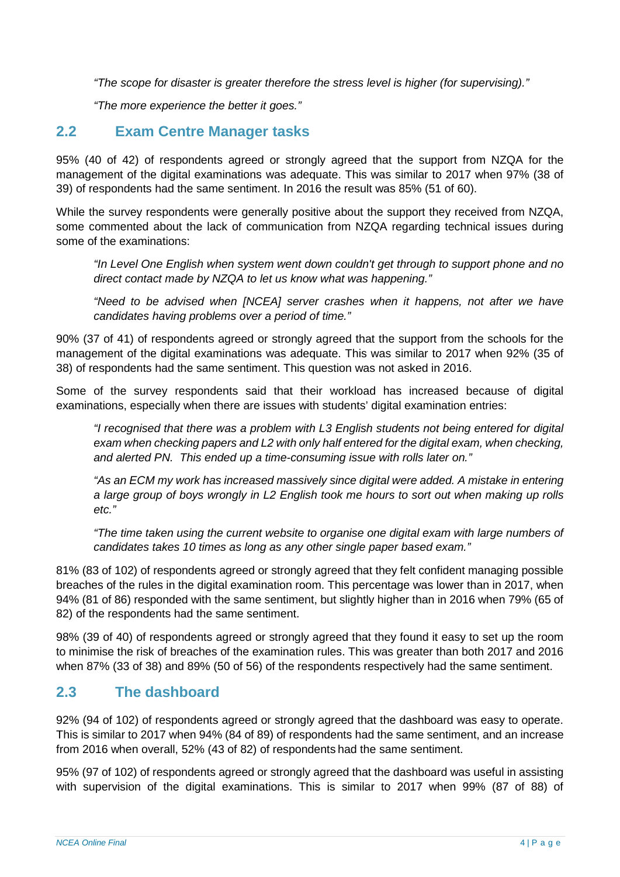> *"The scope for disaster is greater therefore the stress level is higher (for supervising)."*

> *"The more experience the better it goes."*

## 2.2 Exam Centre Manager tasks

95% (40 of 42) of respondents agreed or strongly agreed that the support from NZQA for the management of the digital examinations was adequate. This was similar to 2017 when 97% (38 of 39) of respondents had the same sentiment. In 2016 the result was 85% (51 of 60).

While the survey respondents were generally positive about the support they received from NZQA, some commented about the lack of communication from NZQA regarding technical issues during some of the examinations:

> *"In Level One English when system went down couldn't get through to support phone and no direct contact made by NZQA to let us know what was happening."*

> *"Need to be advised when [NCEA] server crashes when it happens, not after we have candidates having problems over a period of time."*

90% (37 of 41) of respondents agreed or strongly agreed that the support from the schools for the management of the digital examinations was adequate. This was similar to 2017 when 92% (35 of 38) of respondents had the same sentiment. This question was not asked in 2016.

Some of the survey respondents said that their workload has increased because of digital examinations, especially when there are issues with students' digital examination entries:

> *"I recognised that there was a problem with L3 English students not being entered for digital exam when checking papers and L2 with only half entered for the digital exam, when checking, and alerted PN. This ended up a time-consuming issue with rolls later on."*

> *"As an ECM my work has increased massively since digital were added. A mistake in entering a large group of boys wrongly in L2 English took me hours to sort out when making up rolls etc."*

> *"The time taken using the current website to organise one digital exam with large numbers of candidates takes 10 times as long as any other single paper based exam."*

81% (83 of 102) of respondents agreed or strongly agreed that they felt confident managing possible breaches of the rules in the digital examination room. This percentage was lower than in 2017, when 94% (81 of 86) responded with the same sentiment, but slightly higher than in 2016 when 79% (65 of 82) of the respondents had the same sentiment.

98% (39 of 40) of respondents agreed or strongly agreed that they found it easy to set up the room to minimise the risk of breaches of the examination rules. This was greater than both 2017 and 2016 when 87% (33 of 38) and 89% (50 of 56) of the respondents respectively had the same sentiment.

## 2.3 The dashboard

92% (94 of 102) of respondents agreed or strongly agreed that the dashboard was easy to operate. This is similar to 2017 when 94% (84 of 89) of respondents had the same sentiment, and an increase from 2016 when overall, 52% (43 of 82) of respondents had the same sentiment.

95% (97 of 102) of respondents agreed or strongly agreed that the dashboard was useful in assisting with supervision of the digital examinations. This is similar to 2017 when 99% (87 of 88) of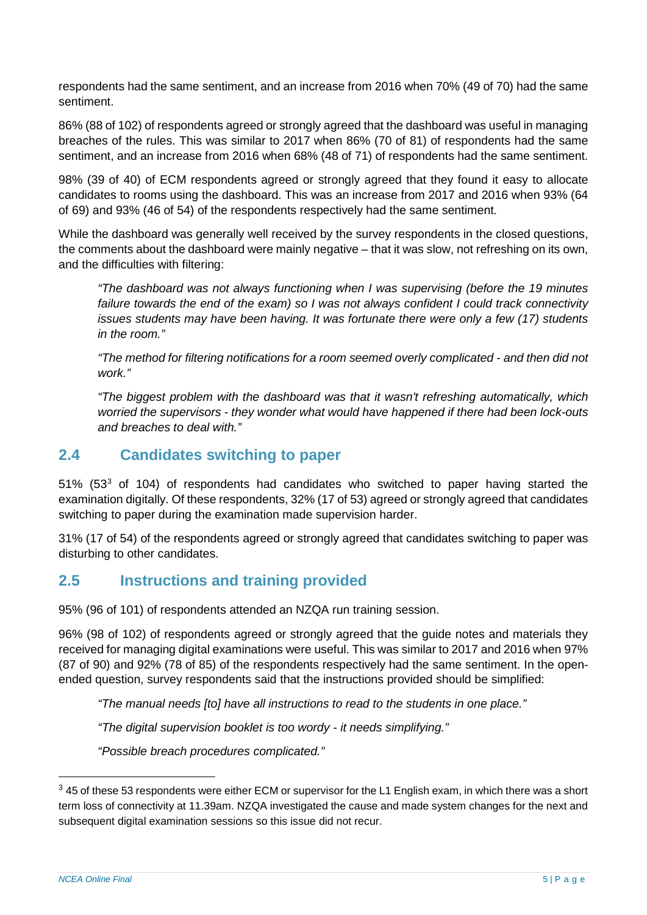respondents had the same sentiment, and an increase from 2016 when 70% (49 of 70) had the same sentiment.

86% (88 of 102) of respondents agreed or strongly agreed that the dashboard was useful in managing breaches of the rules. This was similar to 2017 when 86% (70 of 81) of respondents had the same sentiment, and an increase from 2016 when 68% (48 of 71) of respondents had the same sentiment.

98% (39 of 40) of ECM respondents agreed or strongly agreed that they found it easy to allocate candidates to rooms using the dashboard. This was an increase from 2017 and 2016 when 93% (64 of 69) and 93% (46 of 54) of the respondents respectively had the same sentiment.

While the dashboard was generally well received by the survey respondents in the closed questions, the comments about the dashboard were mainly negative – that it was slow, not refreshing on its own, and the difficulties with filtering:

> *"The dashboard was not always functioning when I was supervising (before the 19 minutes failure towards the end of the exam) so I was not always confident I could track connectivity issues students may have been having. It was fortunate there were only a few (17) students in the room."*
>
> *"The method for filtering notifications for a room seemed overly complicated - and then did not work."*
>
> *"The biggest problem with the dashboard was that it wasn't refreshing automatically, which worried the supervisors - they wonder what would have happened if there had been lock-outs and breaches to deal with."*

## 2.4 Candidates switching to paper

51% (53[3] of 104) of respondents had candidates who switched to paper having started the examination digitally. Of these respondents, 32% (17 of 53) agreed or strongly agreed that candidates switching to paper during the examination made supervision harder.

31% (17 of 54) of the respondents agreed or strongly agreed that candidates switching to paper was disturbing to other candidates.

## 2.5 Instructions and training provided

95% (96 of 101) of respondents attended an NZQA run training session.

96% (98 of 102) of respondents agreed or strongly agreed that the guide notes and materials they received for managing digital examinations were useful. This was similar to 2017 and 2016 when 97% (87 of 90) and 92% (78 of 85) of the respondents respectively had the same sentiment. In the open-ended question, survey respondents said that the instructions provided should be simplified:

> *"The manual needs [to] have all instructions to read to the students in one place."*
>
> *"The digital supervision booklet is too wordy - it needs simplifying."*
>
> *"Possible breach procedures complicated."*

---

[3] 45 of these 53 respondents were either ECM or supervisor for the L1 English exam, in which there was a short term loss of connectivity at 11.39am. NZQA investigated the cause and made system changes for the next and subsequent digital examination sessions so this issue did not recur.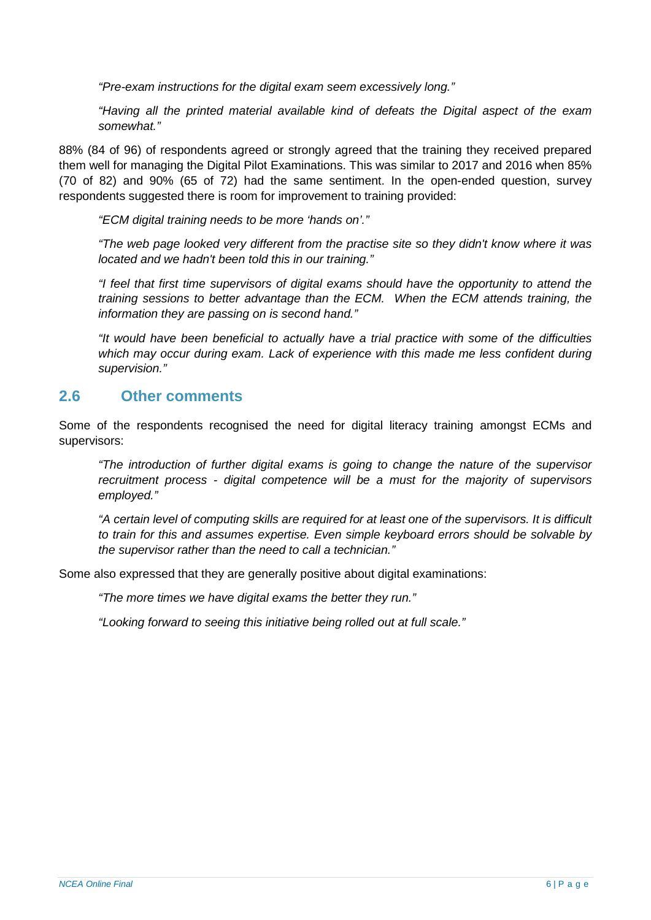*"Pre-exam instructions for the digital exam seem excessively long."*

*"Having all the printed material available kind of defeats the Digital aspect of the exam somewhat."*

88% (84 of 96) of respondents agreed or strongly agreed that the training they received prepared them well for managing the Digital Pilot Examinations. This was similar to 2017 and 2016 when 85% (70 of 82) and 90% (65 of 72) had the same sentiment. In the open-ended question, survey respondents suggested there is room for improvement to training provided:

*"ECM digital training needs to be more 'hands on'."*

*"The web page looked very different from the practise site so they didn't know where it was located and we hadn't been told this in our training."*

*"I feel that first time supervisors of digital exams should have the opportunity to attend the training sessions to better advantage than the ECM. When the ECM attends training, the information they are passing on is second hand."*

*"It would have been beneficial to actually have a trial practice with some of the difficulties which may occur during exam. Lack of experience with this made me less confident during supervision."*

## 2.6 Other comments

Some of the respondents recognised the need for digital literacy training amongst ECMs and supervisors:

*"The introduction of further digital exams is going to change the nature of the supervisor recruitment process - digital competence will be a must for the majority of supervisors employed."*

*"A certain level of computing skills are required for at least one of the supervisors. It is difficult to train for this and assumes expertise. Even simple keyboard errors should be solvable by the supervisor rather than the need to call a technician."*

Some also expressed that they are generally positive about digital examinations:

*"The more times we have digital exams the better they run."*

*"Looking forward to seeing this initiative being rolled out at full scale."*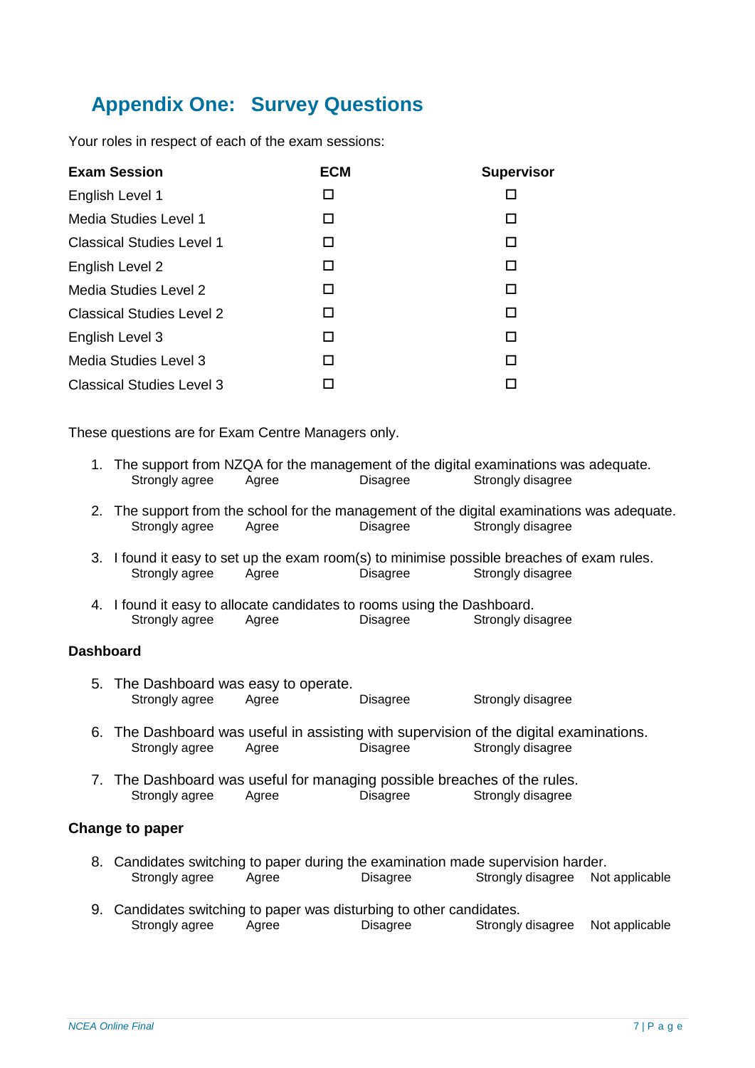## Appendix One: Survey Questions

Your roles in respect of each of the exam sessions:

| Exam Session | ECM | Supervisor |
|---|---|---|
| English Level 1 | ☐ | ☐ |
| Media Studies Level 1 | ☐ | ☐ |
| Classical Studies Level 1 | ☐ | ☐ |
| English Level 2 | ☐ | ☐ |
| Media Studies Level 2 | ☐ | ☐ |
| Classical Studies Level 2 | ☐ | ☐ |
| English Level 3 | ☐ | ☐ |
| Media Studies Level 3 | ☐ | ☐ |
| Classical Studies Level 3 | ☐ | ☐ |

These questions are for Exam Centre Managers only.

1. The support from NZQA for the management of the digital examinations was adequate.
   Strongly agree    Agree    Disagree    Strongly disagree
2. The support from the school for the management of the digital examinations was adequate.
   Strongly agree    Agree    Disagree    Strongly disagree
3. I found it easy to set up the exam room(s) to minimise possible breaches of exam rules.
   Strongly agree    Agree    Disagree    Strongly disagree
4. I found it easy to allocate candidates to rooms using the Dashboard.
   Strongly agree    Agree    Disagree    Strongly disagree

**Dashboard**

5. The Dashboard was easy to operate.
   Strongly agree    Agree    Disagree    Strongly disagree
6. The Dashboard was useful in assisting with supervision of the digital examinations.
   Strongly agree    Agree    Disagree    Strongly disagree
7. The Dashboard was useful for managing possible breaches of the rules.
   Strongly agree    Agree    Disagree    Strongly disagree

**Change to paper**

8. Candidates switching to paper during the examination made supervision harder.
   Strongly agree    Agree    Disagree    Strongly disagree    Not applicable
9. Candidates switching to paper was disturbing to other candidates.
   Strongly agree    Agree    Disagree    Strongly disagree    Not applicable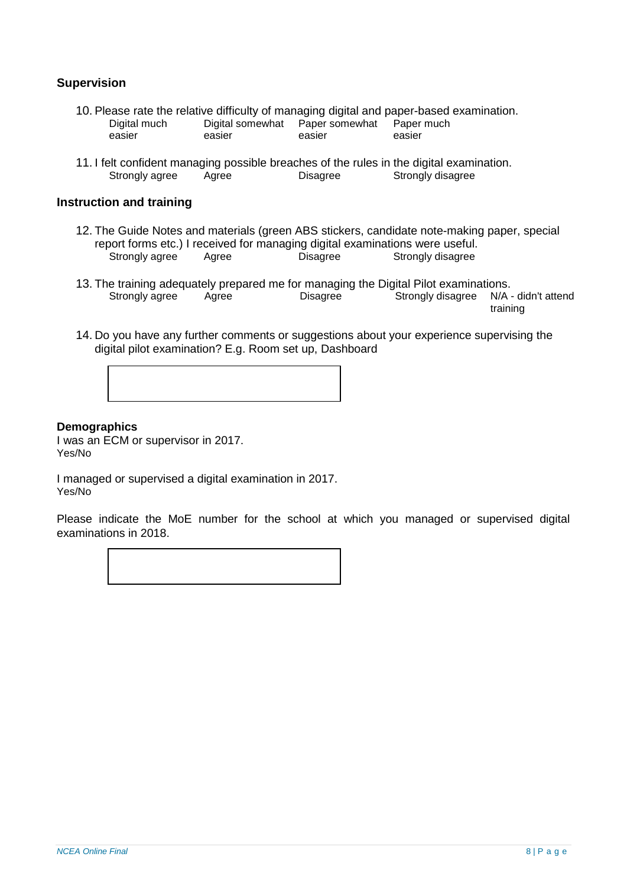### Supervision

10. Please rate the relative difficulty of managing digital and paper-based examination.

| Digital much easier | Digital somewhat easier | Paper somewhat easier | Paper much easier |
|---|---|---|---|

11. I felt confident managing possible breaches of the rules in the digital examination.

| Strongly agree | Agree | Disagree | Strongly disagree |
|---|---|---|---|

### Instruction and training

12. The Guide Notes and materials (green ABS stickers, candidate note-making paper, special report forms etc.) I received for managing digital examinations were useful.

| Strongly agree | Agree | Disagree | Strongly disagree |
|---|---|---|---|

13. The training adequately prepared me for managing the Digital Pilot examinations.

| Strongly agree | Agree | Disagree | Strongly disagree | N/A - didn't attend training |
|---|---|---|---|---|

14. Do you have any further comments or suggestions about your experience supervising the digital pilot examination? E.g. Room set up, Dashboard

### Demographics

I was an ECM or supervisor in 2017.
Yes/No

I managed or supervised a digital examination in 2017.
Yes/No

Please indicate the MoE number for the school at which you managed or supervised digital examinations in 2018.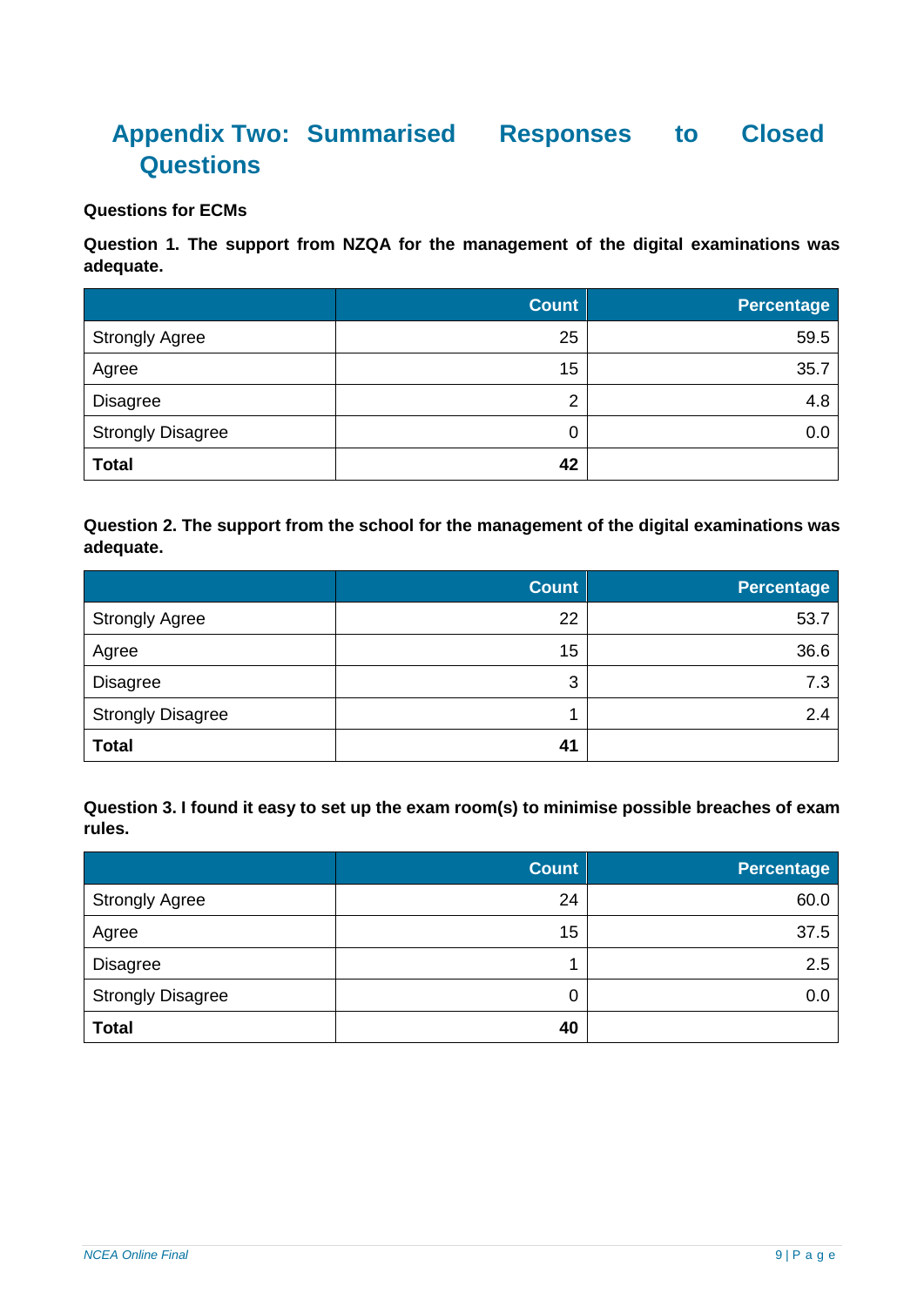# Appendix Two: Summarised Responses to Closed Questions

**Questions for ECMs**

**Question 1. The support from NZQA for the management of the digital examinations was adequate.**

| | Count | Percentage |
|---|---|---|
| Strongly Agree | 25 | 59.5 |
| Agree | 15 | 35.7 |
| Disagree | 2 | 4.8 |
| Strongly Disagree | 0 | 0.0 |
| **Total** | **42** | |

**Question 2. The support from the school for the management of the digital examinations was adequate.**

| | Count | Percentage |
|---|---|---|
| Strongly Agree | 22 | 53.7 |
| Agree | 15 | 36.6 |
| Disagree | 3 | 7.3 |
| Strongly Disagree | 1 | 2.4 |
| **Total** | **41** | |

**Question 3. I found it easy to set up the exam room(s) to minimise possible breaches of exam rules.**

| | Count | Percentage |
|---|---|---|
| Strongly Agree | 24 | 60.0 |
| Agree | 15 | 37.5 |
| Disagree | 1 | 2.5 |
| Strongly Disagree | 0 | 0.0 |
| **Total** | **40** | |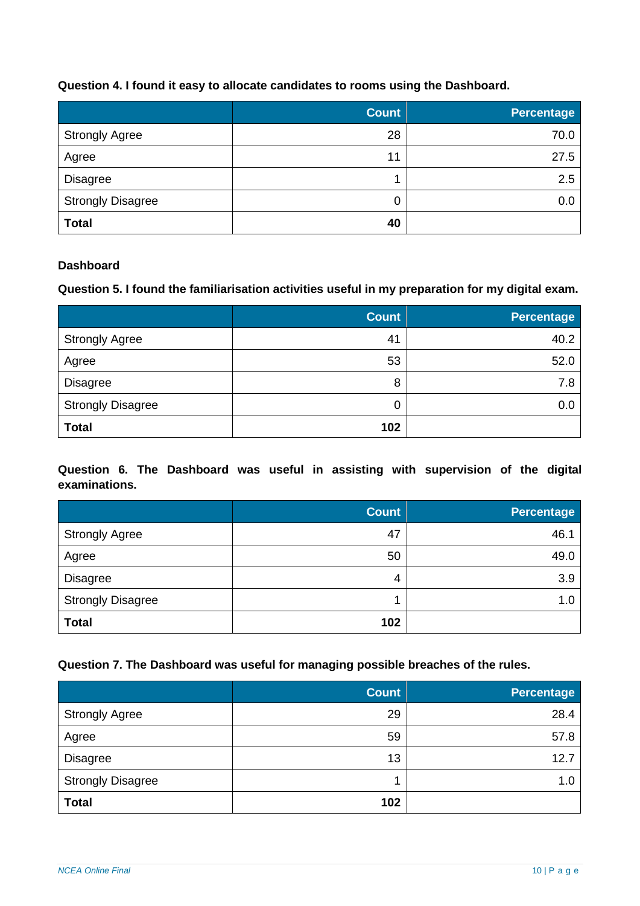**Question 4. I found it easy to allocate candidates to rooms using the Dashboard.**

| | Count | Percentage |
|---|---|---|
| Strongly Agree | 28 | 70.0 |
| Agree | 11 | 27.5 |
| Disagree | 1 | 2.5 |
| Strongly Disagree | 0 | 0.0 |
| **Total** | **40** | |

**Dashboard**

**Question 5. I found the familiarisation activities useful in my preparation for my digital exam.**

| | Count | Percentage |
|---|---|---|
| Strongly Agree | 41 | 40.2 |
| Agree | 53 | 52.0 |
| Disagree | 8 | 7.8 |
| Strongly Disagree | 0 | 0.0 |
| **Total** | **102** | |

**Question 6. The Dashboard was useful in assisting with supervision of the digital examinations.**

| | Count | Percentage |
|---|---|---|
| Strongly Agree | 47 | 46.1 |
| Agree | 50 | 49.0 |
| Disagree | 4 | 3.9 |
| Strongly Disagree | 1 | 1.0 |
| **Total** | **102** | |

**Question 7. The Dashboard was useful for managing possible breaches of the rules.**

| | Count | Percentage |
|---|---|---|
| Strongly Agree | 29 | 28.4 |
| Agree | 59 | 57.8 |
| Disagree | 13 | 12.7 |
| Strongly Disagree | 1 | 1.0 |
| **Total** | **102** | |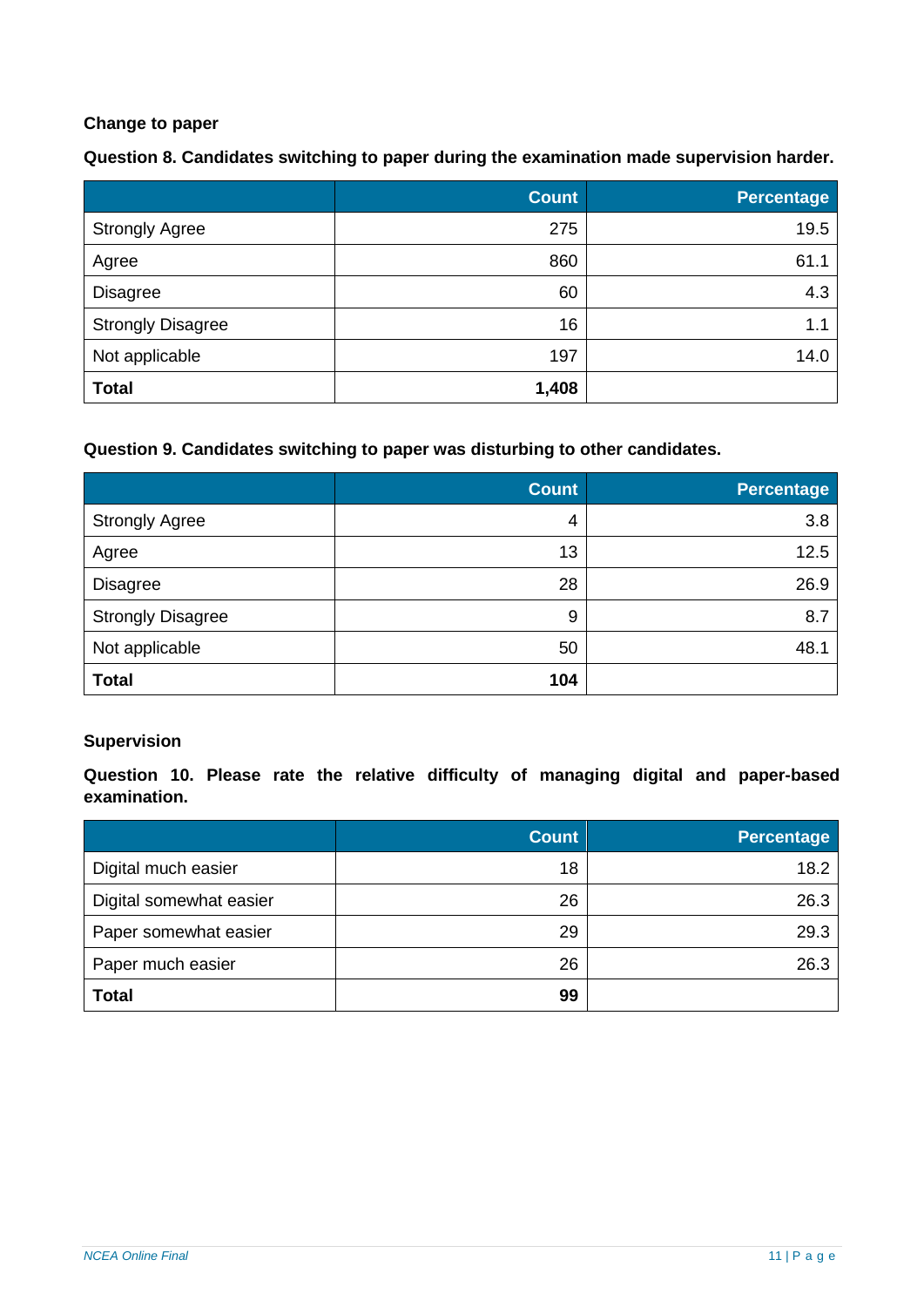**Change to paper**

**Question 8. Candidates switching to paper during the examination made supervision harder.**

| | Count | Percentage |
|---|---:|---:|
| Strongly Agree | 275 | 19.5 |
| Agree | 860 | 61.1 |
| Disagree | 60 | 4.3 |
| Strongly Disagree | 16 | 1.1 |
| Not applicable | 197 | 14.0 |
| **Total** | **1,408** | |

**Question 9. Candidates switching to paper was disturbing to other candidates.**

| | Count | Percentage |
|---|---:|---:|
| Strongly Agree | 4 | 3.8 |
| Agree | 13 | 12.5 |
| Disagree | 28 | 26.9 |
| Strongly Disagree | 9 | 8.7 |
| Not applicable | 50 | 48.1 |
| **Total** | **104** | |

**Supervision**

**Question 10. Please rate the relative difficulty of managing digital and paper-based examination.**

| | Count | Percentage |
|---|---:|---:|
| Digital much easier | 18 | 18.2 |
| Digital somewhat easier | 26 | 26.3 |
| Paper somewhat easier | 29 | 29.3 |
| Paper much easier | 26 | 26.3 |
| **Total** | **99** | |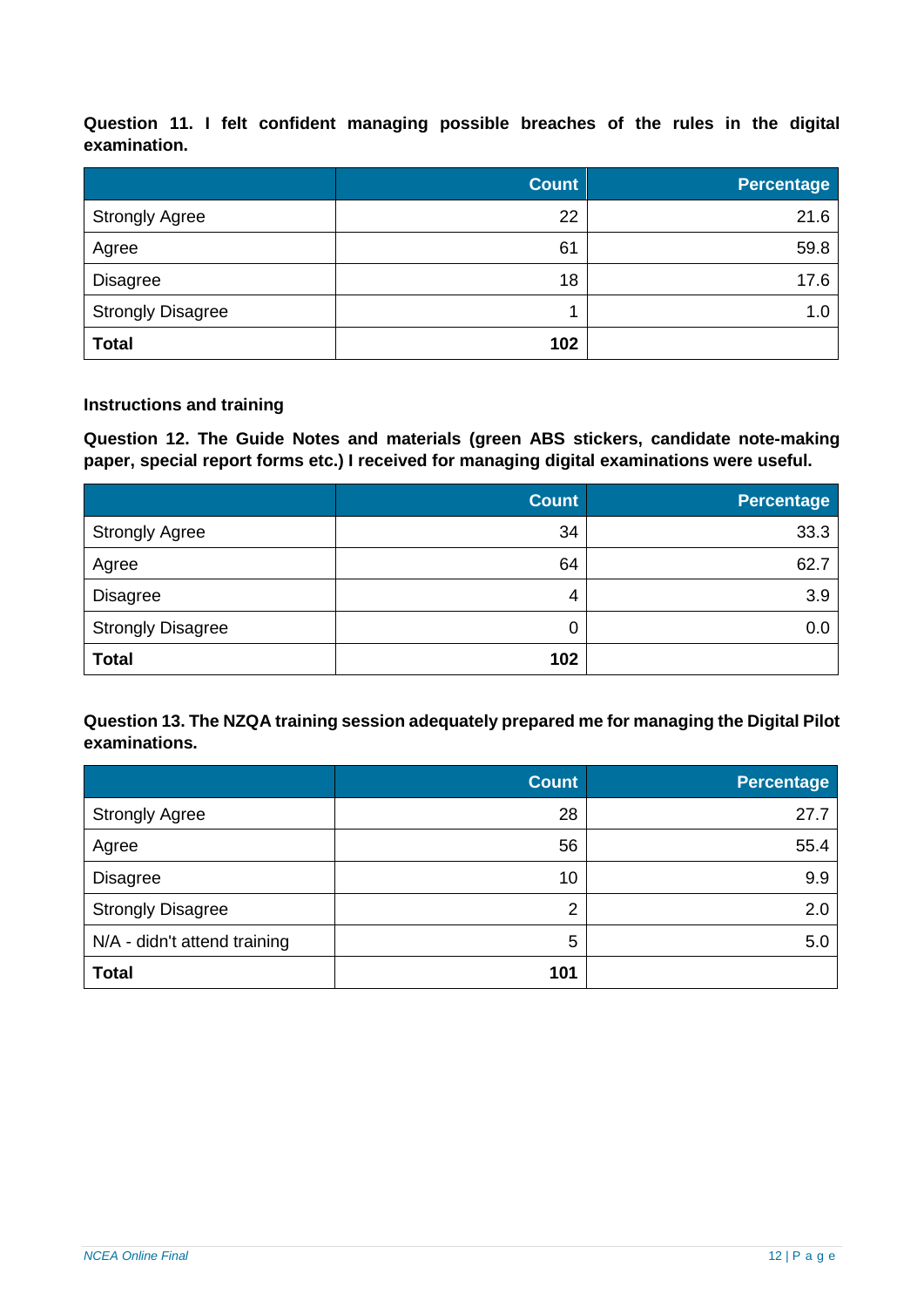**Question 11. I felt confident managing possible breaches of the rules in the digital examination.**

| | Count | Percentage |
|---|---|---|
| Strongly Agree | 22 | 21.6 |
| Agree | 61 | 59.8 |
| Disagree | 18 | 17.6 |
| Strongly Disagree | 1 | 1.0 |
| **Total** | **102** | |

**Instructions and training**

**Question 12. The Guide Notes and materials (green ABS stickers, candidate note-making paper, special report forms etc.) I received for managing digital examinations were useful.**

| | Count | Percentage |
|---|---|---|
| Strongly Agree | 34 | 33.3 |
| Agree | 64 | 62.7 |
| Disagree | 4 | 3.9 |
| Strongly Disagree | 0 | 0.0 |
| **Total** | **102** | |

**Question 13. The NZQA training session adequately prepared me for managing the Digital Pilot examinations.**

| | Count | Percentage |
|---|---|---|
| Strongly Agree | 28 | 27.7 |
| Agree | 56 | 55.4 |
| Disagree | 10 | 9.9 |
| Strongly Disagree | 2 | 2.0 |
| N/A - didn't attend training | 5 | 5.0 |
| **Total** | **101** | |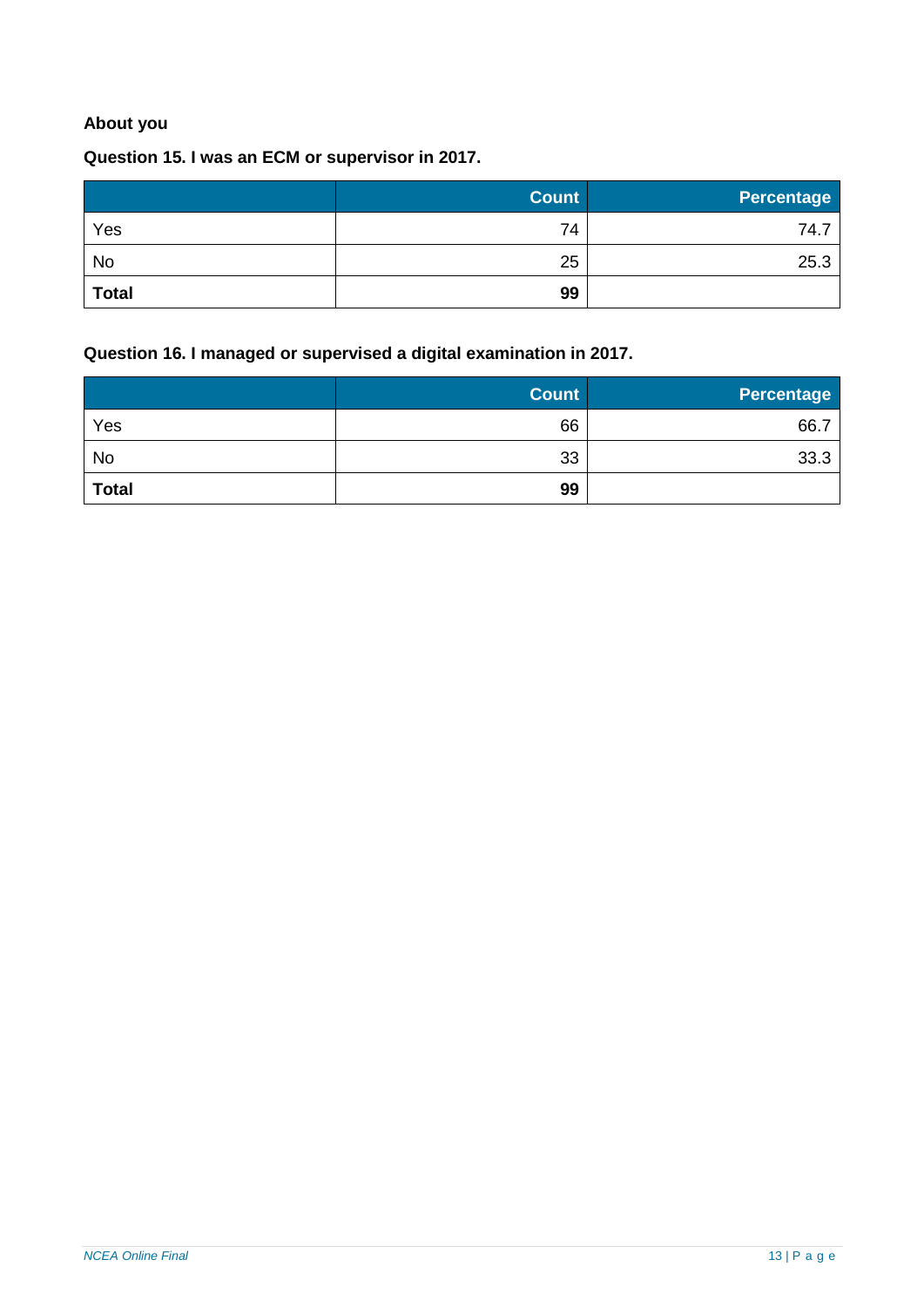**About you**

**Question 15. I was an ECM or supervisor in 2017.**

| | Count | Percentage |
|---|---|---|
| Yes | 74 | 74.7 |
| No | 25 | 25.3 |
| **Total** | **99** | |

**Question 16. I managed or supervised a digital examination in 2017.**

| | Count | Percentage |
|---|---|---|
| Yes | 66 | 66.7 |
| No | 33 | 33.3 |
| **Total** | **99** | |